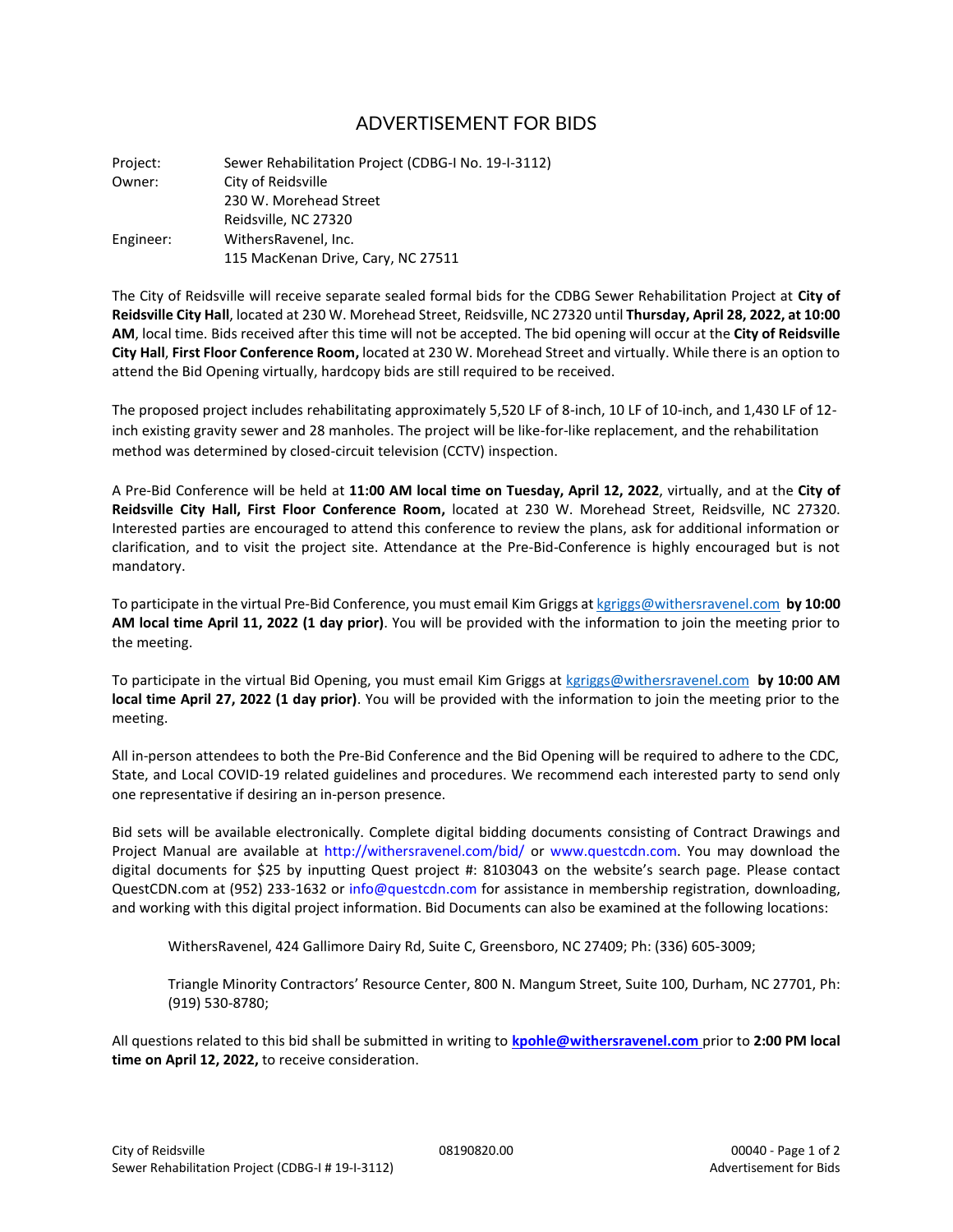# ADVERTISEMENT FOR BIDS

| | |
|---|---|
| Project: | Sewer Rehabilitation Project (CDBG-I No. 19-I-3112) |
| Owner: | City of Reidsville<br>230 W. Morehead Street<br>Reidsville, NC 27320 |
| Engineer: | WithersRavenel, Inc.<br>115 MacKenan Drive, Cary, NC 27511 |

The City of Reidsville will receive separate sealed formal bids for the CDBG Sewer Rehabilitation Project at **City of Reidsville City Hall**, located at 230 W. Morehead Street, Reidsville, NC 27320 until **Thursday, April 28, 2022, at 10:00 AM**, local time. Bids received after this time will not be accepted. The bid opening will occur at the **City of Reidsville City Hall**, **First Floor Conference Room,** located at 230 W. Morehead Street and virtually. While there is an option to attend the Bid Opening virtually, hardcopy bids are still required to be received.

The proposed project includes rehabilitating approximately 5,520 LF of 8-inch, 10 LF of 10-inch, and 1,430 LF of 12-inch existing gravity sewer and 28 manholes. The project will be like-for-like replacement, and the rehabilitation method was determined by closed-circuit television (CCTV) inspection.

A Pre-Bid Conference will be held at **11:00 AM local time on Tuesday, April 12, 2022**, virtually, and at the **City of Reidsville City Hall, First Floor Conference Room,** located at 230 W. Morehead Street, Reidsville, NC 27320. Interested parties are encouraged to attend this conference to review the plans, ask for additional information or clarification, and to visit the project site. Attendance at the Pre-Bid-Conference is highly encouraged but is not mandatory.

To participate in the virtual Pre-Bid Conference, you must email Kim Griggs at kgriggs@withersravenel.com **by 10:00 AM local time April 11, 2022 (1 day prior)**. You will be provided with the information to join the meeting prior to the meeting.

To participate in the virtual Bid Opening, you must email Kim Griggs at kgriggs@withersravenel.com **by 10:00 AM local time April 27, 2022 (1 day prior)**. You will be provided with the information to join the meeting prior to the meeting.

All in-person attendees to both the Pre-Bid Conference and the Bid Opening will be required to adhere to the CDC, State, and Local COVID-19 related guidelines and procedures. We recommend each interested party to send only one representative if desiring an in-person presence.

Bid sets will be available electronically. Complete digital bidding documents consisting of Contract Drawings and Project Manual are available at http://withersravenel.com/bid/ or www.questcdn.com. You may download the digital documents for $25 by inputting Quest project #: 8103043 on the website's search page. Please contact QuestCDN.com at (952) 233-1632 or info@questcdn.com for assistance in membership registration, downloading, and working with this digital project information. Bid Documents can also be examined at the following locations:

> WithersRavenel, 424 Gallimore Dairy Rd, Suite C, Greensboro, NC 27409; Ph: (336) 605-3009;
>
> Triangle Minority Contractors' Resource Center, 800 N. Mangum Street, Suite 100, Durham, NC 27701, Ph: (919) 530-8780;

All questions related to this bid shall be submitted in writing to **kpohle@withersravenel.com** prior to **2:00 PM local time on April 12, 2022,** to receive consideration.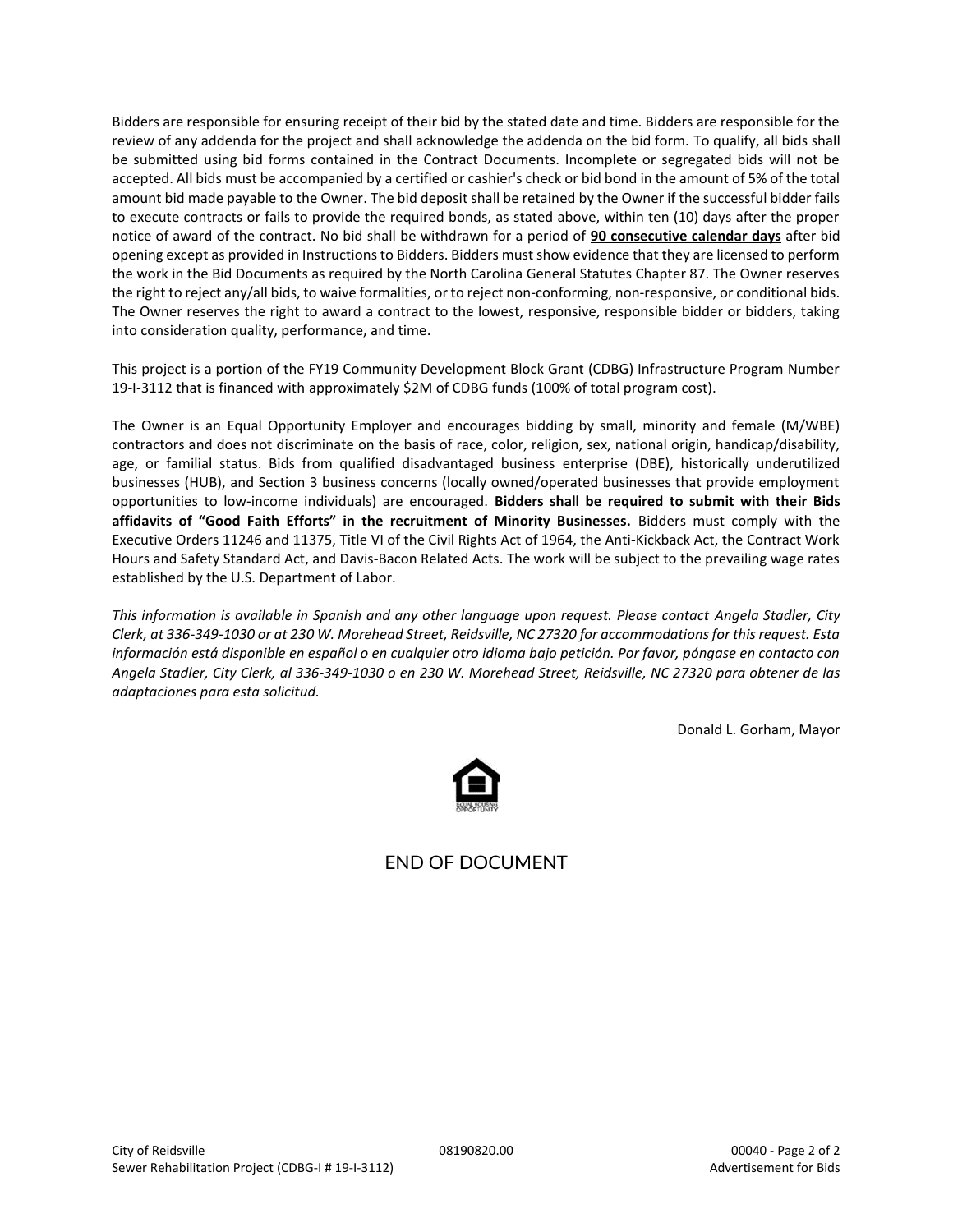Bidders are responsible for ensuring receipt of their bid by the stated date and time. Bidders are responsible for the review of any addenda for the project and shall acknowledge the addenda on the bid form. To qualify, all bids shall be submitted using bid forms contained in the Contract Documents. Incomplete or segregated bids will not be accepted. All bids must be accompanied by a certified or cashier's check or bid bond in the amount of 5% of the total amount bid made payable to the Owner. The bid deposit shall be retained by the Owner if the successful bidder fails to execute contracts or fails to provide the required bonds, as stated above, within ten (10) days after the proper notice of award of the contract. No bid shall be withdrawn for a period of **90 consecutive calendar days** after bid opening except as provided in Instructions to Bidders. Bidders must show evidence that they are licensed to perform the work in the Bid Documents as required by the North Carolina General Statutes Chapter 87. The Owner reserves the right to reject any/all bids, to waive formalities, or to reject non-conforming, non-responsive, or conditional bids. The Owner reserves the right to award a contract to the lowest, responsive, responsible bidder or bidders, taking into consideration quality, performance, and time.

This project is a portion of the FY19 Community Development Block Grant (CDBG) Infrastructure Program Number 19-I-3112 that is financed with approximately $2M of CDBG funds (100% of total program cost).

The Owner is an Equal Opportunity Employer and encourages bidding by small, minority and female (M/WBE) contractors and does not discriminate on the basis of race, color, religion, sex, national origin, handicap/disability, age, or familial status. Bids from qualified disadvantaged business enterprise (DBE), historically underutilized businesses (HUB), and Section 3 business concerns (locally owned/operated businesses that provide employment opportunities to low-income individuals) are encouraged. **Bidders shall be required to submit with their Bids affidavits of "Good Faith Efforts" in the recruitment of Minority Businesses.** Bidders must comply with the Executive Orders 11246 and 11375, Title VI of the Civil Rights Act of 1964, the Anti-Kickback Act, the Contract Work Hours and Safety Standard Act, and Davis-Bacon Related Acts. The work will be subject to the prevailing wage rates established by the U.S. Department of Labor.

*This information is available in Spanish and any other language upon request. Please contact Angela Stadler, City Clerk, at 336-349-1030 or at 230 W. Morehead Street, Reidsville, NC 27320 for accommodations for this request. Esta información está disponible en español o en cualquier otro idioma bajo petición. Por favor, póngase en contacto con Angela Stadler, City Clerk, al 336-349-1030 o en 230 W. Morehead Street, Reidsville, NC 27320 para obtener de las adaptaciones para esta solicitud.*

Donald L. Gorham, Mayor

EQUAL HOUSING OPPORTUNITY

END OF DOCUMENT